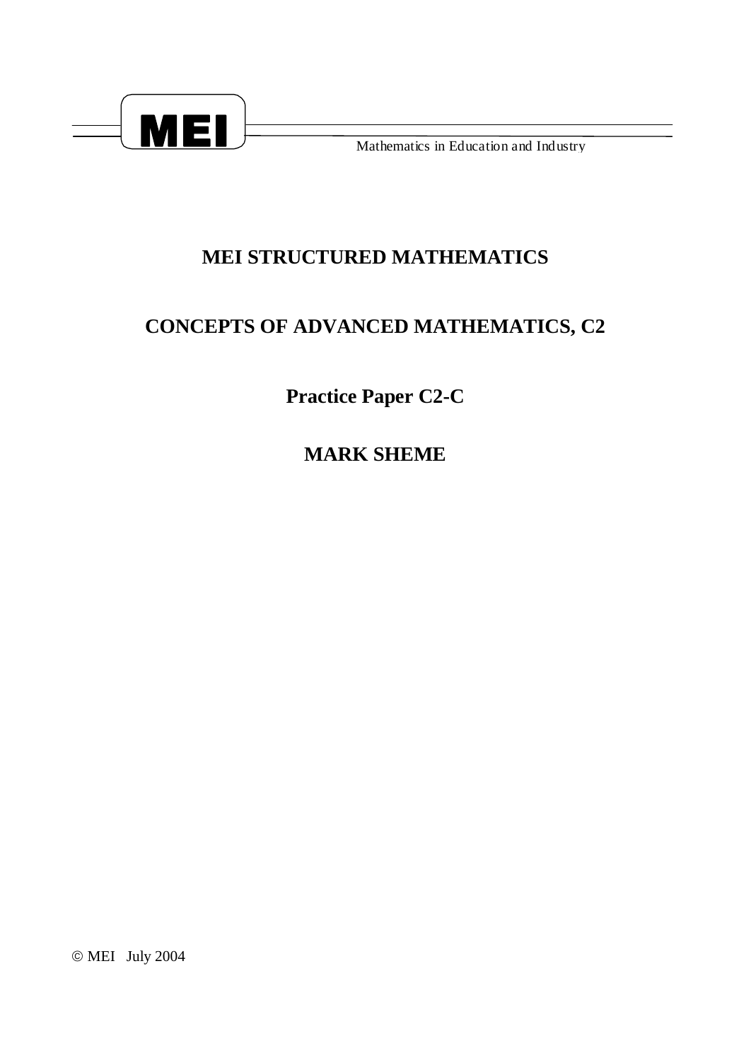**MEI**

Mathematics in Education and Industry

# MEI STRUCTURED MATHEMATICS

## CONCEPTS OF ADVANCED MATHEMATICS, C2

## Practice Paper C2-C

## MARK SHEME

© MEI July 2004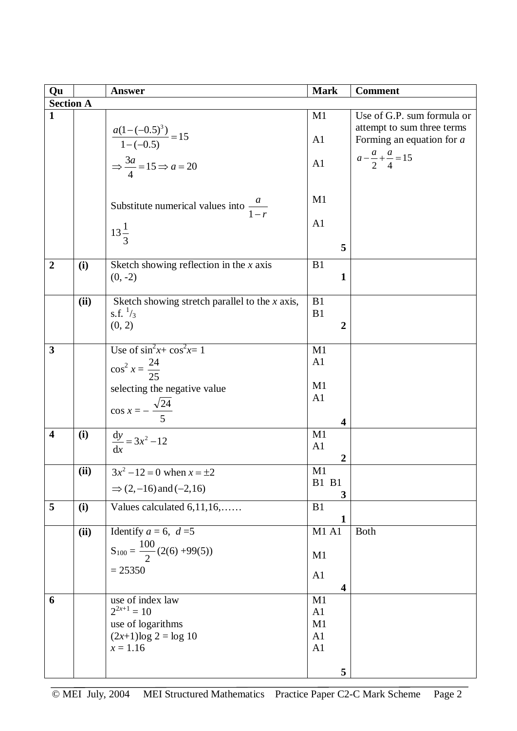| Qu | | Answer | Mark | Comment |
|---|---|---|---|---|
| **Section A** | | | | |
| **1** | | $\dfrac{a(1-(-0.5)^3)}{1-(-0.5)} = 15$ | M1 | Use of G.P. sum formula or attempt to sum three terms |
| | | | A1 | Forming an equation for $a$ |
| | | $\Rightarrow \dfrac{3a}{4} = 15 \Rightarrow a = 20$ | A1 | $a - \dfrac{a}{2} + \dfrac{a}{4} = 15$ |
| | | Substitute numerical values into $\dfrac{a}{1-r}$ | M1 | |
| | | $13\dfrac{1}{3}$ | A1 | |
| | | | **5** | |
| **2** | **(i)** | Sketch showing reflection in the $x$ axis<br>(0, -2) | B1<br>**1** | |
| | **(ii)** | Sketch showing stretch parallel to the $x$ axis, s.f. $^1/_3$<br>(0, 2) | B1<br>B1<br>**2** | |
| **3** | | Use of $\sin^2 x + \cos^2 x = 1$<br>$\cos^2 x = \dfrac{24}{25}$<br>selecting the negative value<br>$\cos x = -\dfrac{\sqrt{24}}{5}$ | M1<br>A1<br>M1<br>A1<br>**4** | |
| **4** | **(i)** | $\dfrac{dy}{dx} = 3x^2 - 12$ | M1<br>A1<br>**2** | |
| | **(ii)** | $3x^2 - 12 = 0$ when $x = \pm 2$<br>$\Rightarrow (2, -16)$ and $(-2, 16)$ | M1<br>B1 B1<br>**3** | |
| **5** | **(i)** | Values calculated 6,11,16,…… | B1<br>**1** | |
| | **(ii)** | Identify $a$ = 6, $d$ =5<br>$S_{100} = \dfrac{100}{2}(2(6) + 99(5))$<br>= 25350 | M1 A1<br>M1<br>A1<br>**4** | Both |
| **6** | | use of index law<br>$2^{2x+1} = 10$<br>use of logarithms<br>$(2x+1)\log 2 = \log 10$<br>$x = 1.16$ | M1<br>A1<br>M1<br>A1<br>A1<br>**5** | |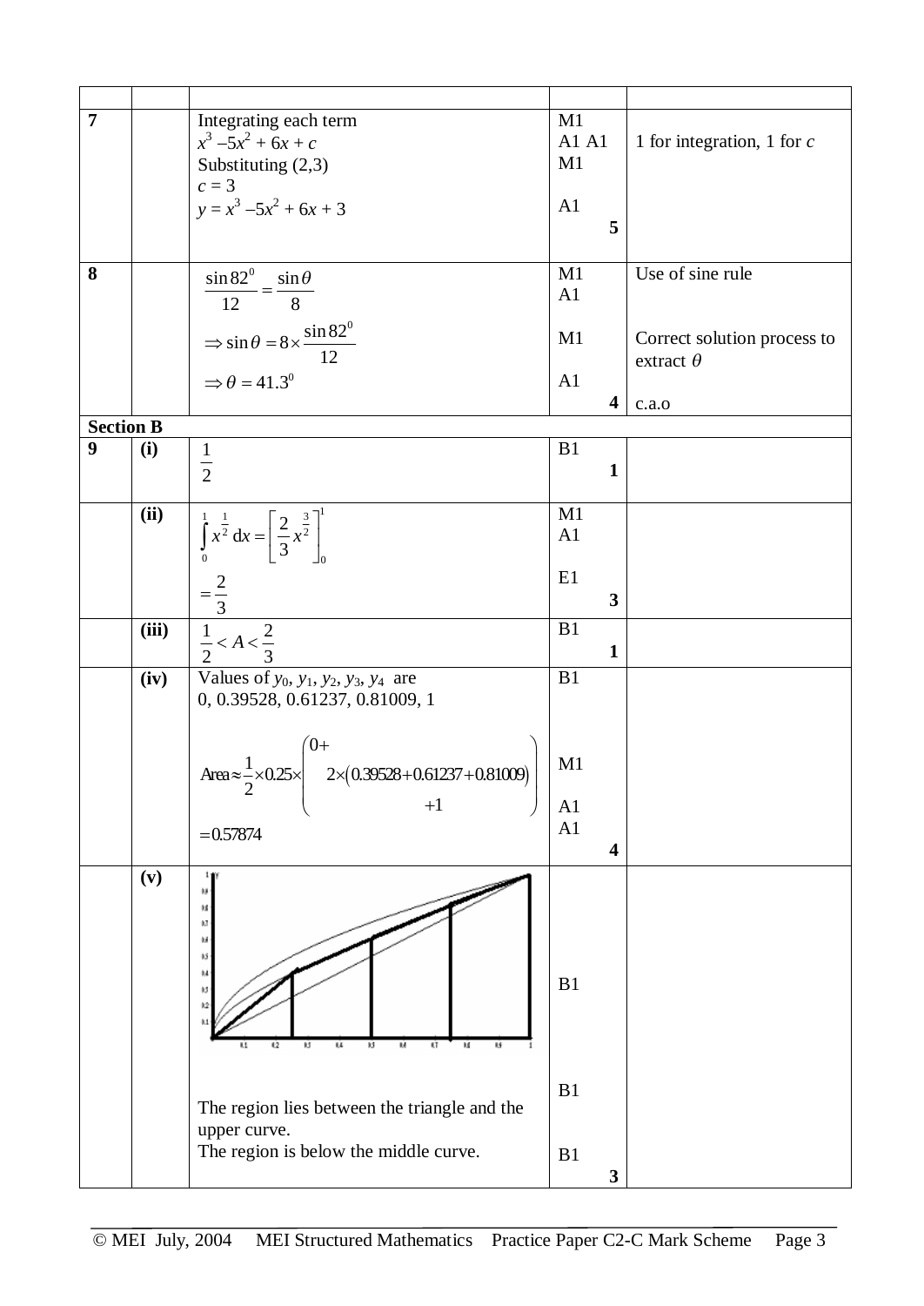| | | | | |
|---|---|---|---|---|
| **7** | | Integrating each term<br>$x^3 - 5x^2 + 6x + c$<br>Substituting (2,3)<br>$c = 3$<br>$y = x^3 - 5x^2 + 6x + 3$ | M1<br>A1 A1<br>M1<br><br>A1<br>**5** | 1 for integration, 1 for $c$ |
| **8** | | $\frac{\sin 82^0}{12} = \frac{\sin \theta}{8}$<br>$\Rightarrow \sin \theta = 8 \times \frac{\sin 82^0}{12}$<br>$\Rightarrow \theta = 41.3^0$ | M1<br>A1<br>M1<br><br>A1<br>**4** | Use of sine rule<br><br>Correct solution process to extract $\theta$<br><br>c.a.o |
| **Section B** | | | | |
| **9** | **(i)** | $\frac{1}{2}$ | B1<br>**1** | |
| | **(ii)** | $\int_0^1 x^{\frac{1}{2}}\,dx = \left[\frac{2}{3}x^{\frac{3}{2}}\right]_0^1$<br>$= \frac{2}{3}$ | M1<br>A1<br><br>E1<br>**3** | |
| | **(iii)** | $\frac{1}{2} < A < \frac{2}{3}$ | B1<br>**1** | |
| | **(iv)** | Values of $y_0$, $y_1$, $y_2$, $y_3$, $y_4$ are<br>0, 0.39528, 0.61237, 0.81009, 1<br><br>$\text{Area} \approx \frac{1}{2} \times 0.25 \times \left(0 + 2\times(0.39528 + 0.61237 + 0.81009) + 1\right)$<br>$= 0.57874$ | B1<br><br>M1<br><br>A1<br>A1<br>**4** | |
| | **(v)** | [graph]<br><br>The region lies between the triangle and the upper curve.<br>The region is below the middle curve. | B1<br><br>B1<br><br>B1<br>**3** | |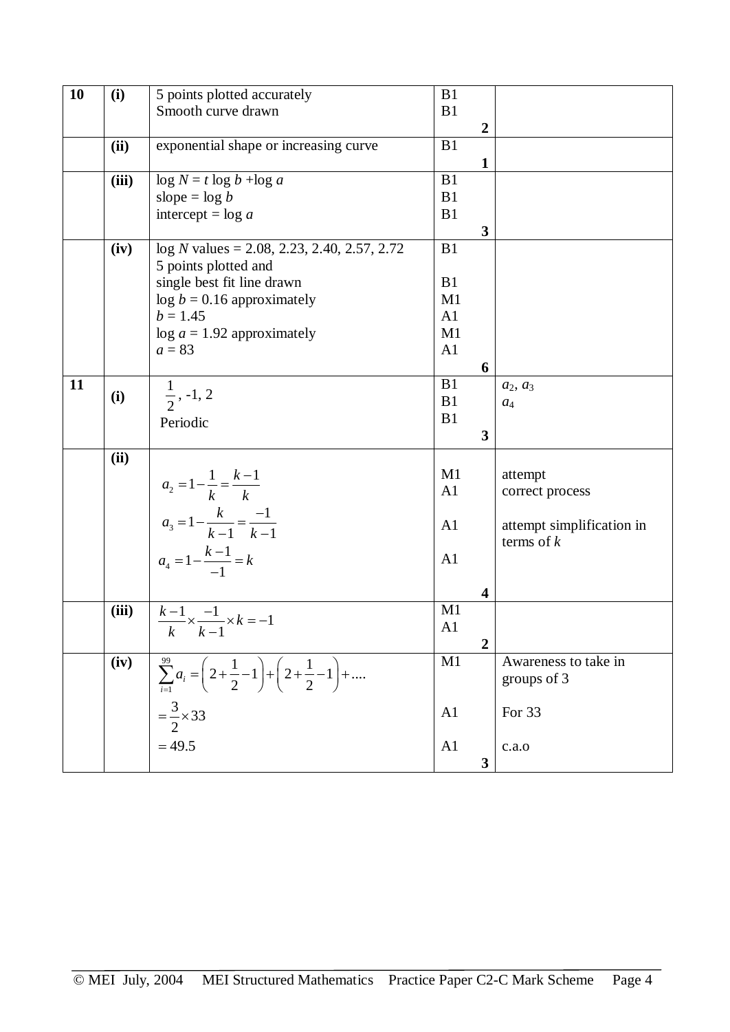| | | | | |
|---|---|---|---|---|
| **10** | **(i)** | 5 points plotted accurately<br>Smooth curve drawn | B1<br>B1<br>**2** | |
| | **(ii)** | exponential shape or increasing curve | B1<br>**1** | |
| | **(iii)** | $\log N = t \log b + \log a$<br>slope = $\log b$<br>intercept = $\log a$ | B1<br>B1<br>B1<br>**3** | |
| | **(iv)** | $\log N$ values = 2.08, 2.23, 2.40, 2.57, 2.72<br>5 points plotted and<br>single best fit line drawn<br>$\log b = 0.16$ approximately<br>$b = 1.45$<br>$\log a = 1.92$ approximately<br>$a = 83$ | B1<br><br>B1<br>M1<br>A1<br>M1<br>A1<br>**6** | |
| **11** | **(i)** | $\frac{1}{2}$, -1, 2<br>Periodic | B1<br>B1<br>B1<br>**3** | $a_2$, $a_3$<br>$a_4$ |
| | **(ii)** | $a_2 = 1 - \frac{1}{k} = \frac{k-1}{k}$<br>$a_3 = 1 - \frac{k}{k-1} = \frac{-1}{k-1}$<br>$a_4 = 1 - \frac{k-1}{-1} = k$ | M1<br>A1<br>A1<br>A1<br>**4** | attempt<br>correct process<br>attempt simplification in terms of $k$ |
| | **(iii)** | $\frac{k-1}{k} \times \frac{-1}{k-1} \times k = -1$ | M1<br>A1<br>**2** | |
| | **(iv)** | $\sum_{i=1}^{99} a_i = \left(2 + \frac{1}{2} - 1\right) + \left(2 + \frac{1}{2} - 1\right) + ....$<br>$= \frac{3}{2} \times 33$<br>$= 49.5$ | M1<br><br>A1<br>A1<br>**3** | Awareness to take in groups of 3<br>For 33<br>c.a.o |